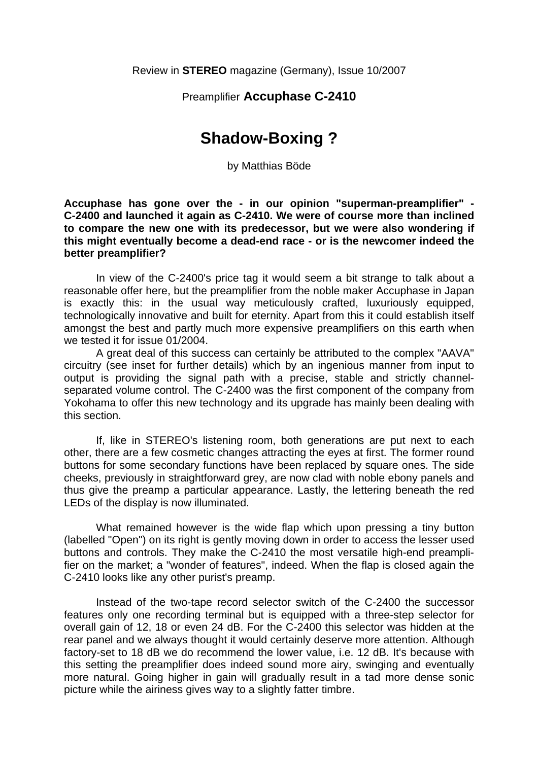Review in **STEREO** magazine (Germany), Issue 10/2007

Preamplifier **Accuphase C-2410**

# Shadow-Boxing ?

by Matthias Böde

**Accuphase has gone over the - in our opinion "superman-preamplifier" - C-2400 and launched it again as C-2410. We were of course more than inclined to compare the new one with its predecessor, but we were also wondering if this might eventually become a dead-end race - or is the newcomer indeed the better preamplifier?**

In view of the C-2400's price tag it would seem a bit strange to talk about a reasonable offer here, but the preamplifier from the noble maker Accuphase in Japan is exactly this: in the usual way meticulously crafted, luxuriously equipped, technologically innovative and built for eternity. Apart from this it could establish itself amongst the best and partly much more expensive preamplifiers on this earth when we tested it for issue 01/2004.

A great deal of this success can certainly be attributed to the complex "AAVA" circuitry (see inset for further details) which by an ingenious manner from input to output is providing the signal path with a precise, stable and strictly channel-separated volume control. The C-2400 was the first component of the company from Yokohama to offer this new technology and its upgrade has mainly been dealing with this section.

If, like in STEREO's listening room, both generations are put next to each other, there are a few cosmetic changes attracting the eyes at first. The former round buttons for some secondary functions have been replaced by square ones. The side cheeks, previously in straightforward grey, are now clad with noble ebony panels and thus give the preamp a particular appearance. Lastly, the lettering beneath the red LEDs of the display is now illuminated.

What remained however is the wide flap which upon pressing a tiny button (labelled "Open") on its right is gently moving down in order to access the lesser used buttons and controls. They make the C-2410 the most versatile high-end preamplifier on the market; a "wonder of features", indeed. When the flap is closed again the C-2410 looks like any other purist's preamp.

Instead of the two-tape record selector switch of the C-2400 the successor features only one recording terminal but is equipped with a three-step selector for overall gain of 12, 18 or even 24 dB. For the C-2400 this selector was hidden at the rear panel and we always thought it would certainly deserve more attention. Although factory-set to 18 dB we do recommend the lower value, i.e. 12 dB. It's because with this setting the preamplifier does indeed sound more airy, swinging and eventually more natural. Going higher in gain will gradually result in a tad more dense sonic picture while the airiness gives way to a slightly fatter timbre.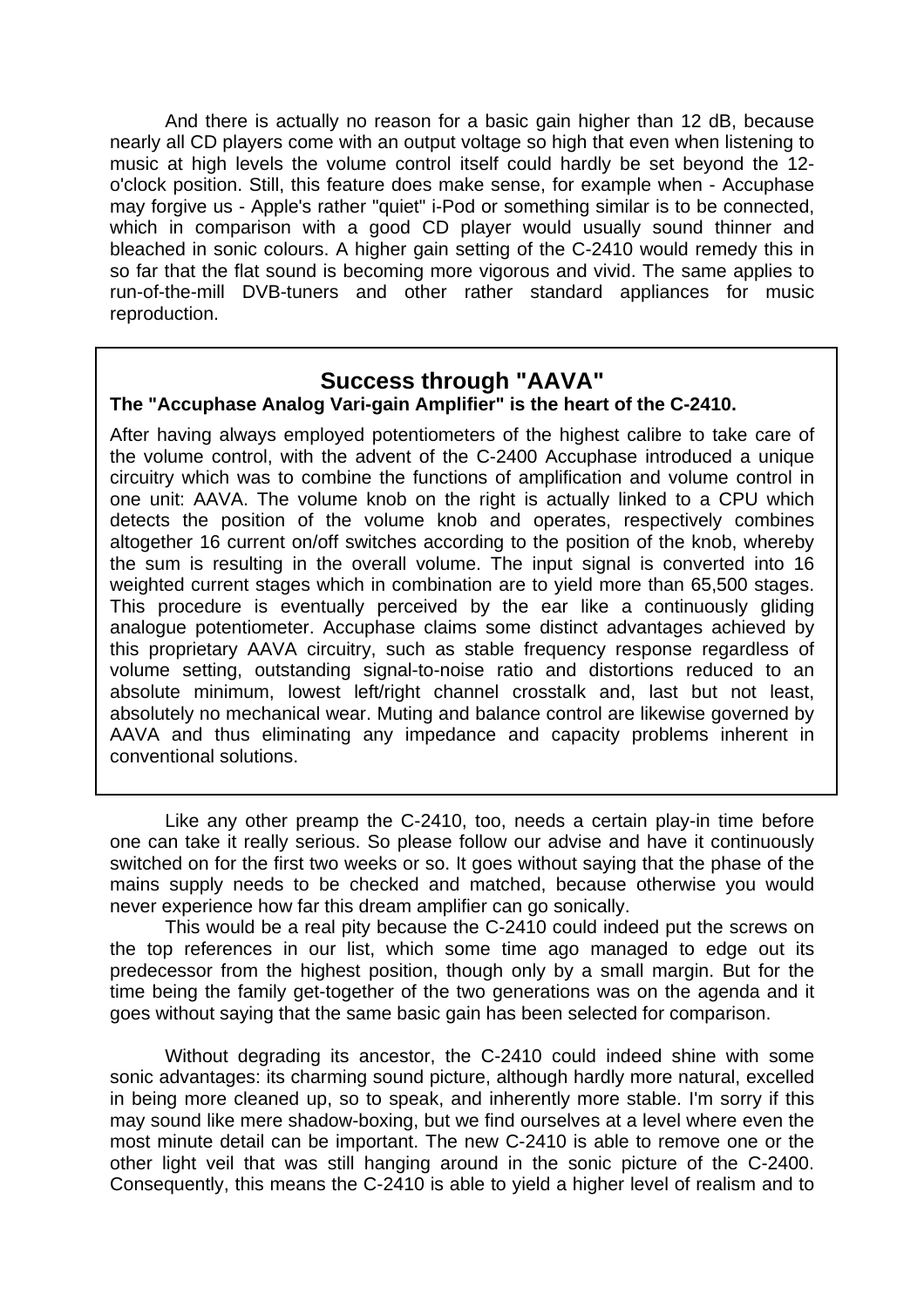And there is actually no reason for a basic gain higher than 12 dB, because nearly all CD players come with an output voltage so high that even when listening to music at high levels the volume control itself could hardly be set beyond the 12-o'clock position. Still, this feature does make sense, for example when - Accuphase may forgive us - Apple's rather "quiet" i-Pod or something similar is to be connected, which in comparison with a good CD player would usually sound thinner and bleached in sonic colours. A higher gain setting of the C-2410 would remedy this in so far that the flat sound is becoming more vigorous and vivid. The same applies to run-of-the-mill DVB-tuners and other rather standard appliances for music reproduction.

## Success through "AAVA"

**The "Accuphase Analog Vari-gain Amplifier" is the heart of the C-2410.**

After having always employed potentiometers of the highest calibre to take care of the volume control, with the advent of the C-2400 Accuphase introduced a unique circuitry which was to combine the functions of amplification and volume control in one unit: AAVA. The volume knob on the right is actually linked to a CPU which detects the position of the volume knob and operates, respectively combines altogether 16 current on/off switches according to the position of the knob, whereby the sum is resulting in the overall volume. The input signal is converted into 16 weighted current stages which in combination are to yield more than 65,500 stages. This procedure is eventually perceived by the ear like a continuously gliding analogue potentiometer. Accuphase claims some distinct advantages achieved by this proprietary AAVA circuitry, such as stable frequency response regardless of volume setting, outstanding signal-to-noise ratio and distortions reduced to an absolute minimum, lowest left/right channel crosstalk and, last but not least, absolutely no mechanical wear. Muting and balance control are likewise governed by AAVA and thus eliminating any impedance and capacity problems inherent in conventional solutions.

Like any other preamp the C-2410, too, needs a certain play-in time before one can take it really serious. So please follow our advise and have it continuously switched on for the first two weeks or so. It goes without saying that the phase of the mains supply needs to be checked and matched, because otherwise you would never experience how far this dream amplifier can go sonically.

This would be a real pity because the C-2410 could indeed put the screws on the top references in our list, which some time ago managed to edge out its predecessor from the highest position, though only by a small margin. But for the time being the family get-together of the two generations was on the agenda and it goes without saying that the same basic gain has been selected for comparison.

Without degrading its ancestor, the C-2410 could indeed shine with some sonic advantages: its charming sound picture, although hardly more natural, excelled in being more cleaned up, so to speak, and inherently more stable. I'm sorry if this may sound like mere shadow-boxing, but we find ourselves at a level where even the most minute detail can be important. The new C-2410 is able to remove one or the other light veil that was still hanging around in the sonic picture of the C-2400. Consequently, this means the C-2410 is able to yield a higher level of realism and to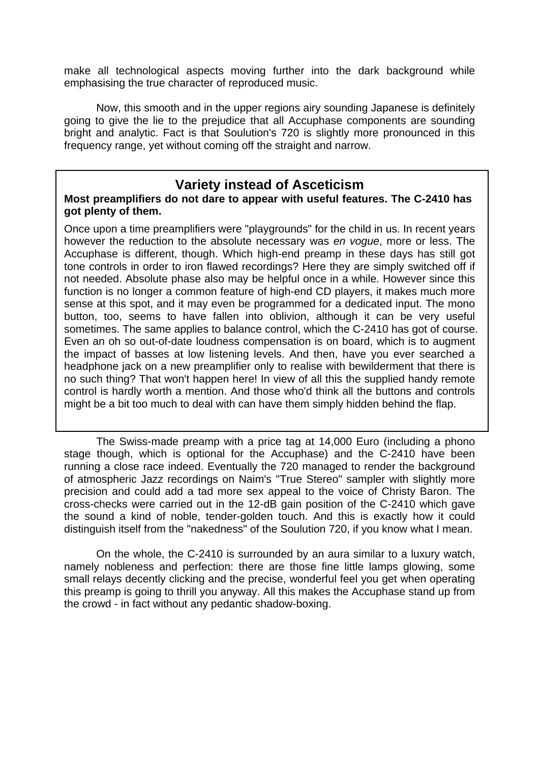make all technological aspects moving further into the dark background while emphasising the true character of reproduced music.

Now, this smooth and in the upper regions airy sounding Japanese is definitely going to give the lie to the prejudice that all Accuphase components are sounding bright and analytic. Fact is that Soulution's 720 is slightly more pronounced in this frequency range, yet without coming off the straight and narrow.

## Variety instead of Asceticism

**Most preamplifiers do not dare to appear with useful features. The C-2410 has got plenty of them.**

Once upon a time preamplifiers were "playgrounds" for the child in us. In recent years however the reduction to the absolute necessary was *en vogue*, more or less. The Accuphase is different, though. Which high-end preamp in these days has still got tone controls in order to iron flawed recordings? Here they are simply switched off if not needed. Absolute phase also may be helpful once in a while. However since this function is no longer a common feature of high-end CD players, it makes much more sense at this spot, and it may even be programmed for a dedicated input. The mono button, too, seems to have fallen into oblivion, although it can be very useful sometimes. The same applies to balance control, which the C-2410 has got of course. Even an oh so out-of-date loudness compensation is on board, which is to augment the impact of basses at low listening levels. And then, have you ever searched a headphone jack on a new preamplifier only to realise with bewilderment that there is no such thing? That won't happen here! In view of all this the supplied handy remote control is hardly worth a mention. And those who'd think all the buttons and controls might be a bit too much to deal with can have them simply hidden behind the flap.

The Swiss-made preamp with a price tag at 14,000 Euro (including a phono stage though, which is optional for the Accuphase) and the C-2410 have been running a close race indeed. Eventually the 720 managed to render the background of atmospheric Jazz recordings on Naim's "True Stereo" sampler with slightly more precision and could add a tad more sex appeal to the voice of Christy Baron. The cross-checks were carried out in the 12-dB gain position of the C-2410 which gave the sound a kind of noble, tender-golden touch. And this is exactly how it could distinguish itself from the "nakedness" of the Soulution 720, if you know what I mean.

On the whole, the C-2410 is surrounded by an aura similar to a luxury watch, namely nobleness and perfection: there are those fine little lamps glowing, some small relays decently clicking and the precise, wonderful feel you get when operating this preamp is going to thrill you anyway. All this makes the Accuphase stand up from the crowd - in fact without any pedantic shadow-boxing.